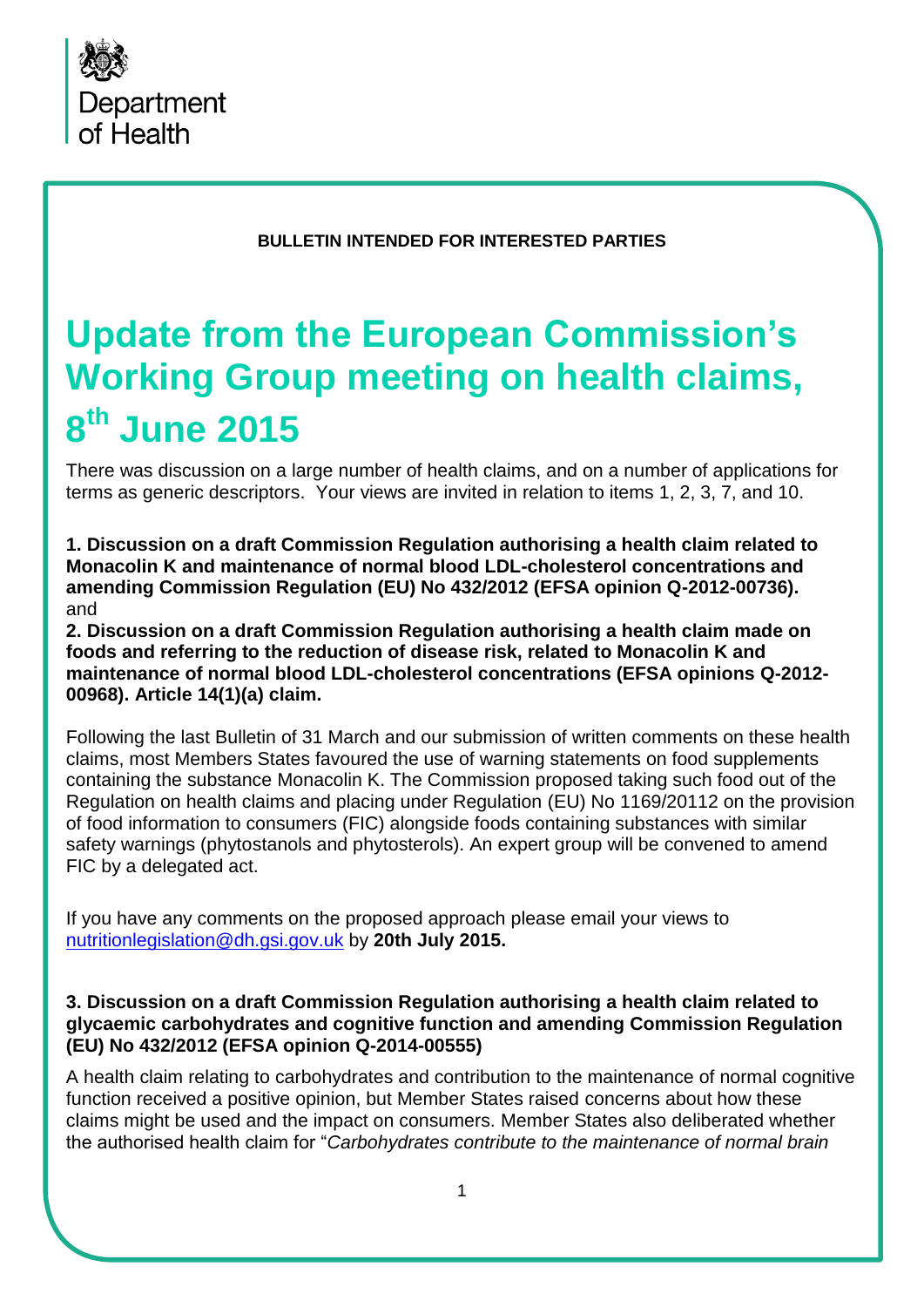Department of Health

**BULLETIN INTENDED FOR INTERESTED PARTIES**

# Update from the European Commission's Working Group meeting on health claims, 8th June 2015

There was discussion on a large number of health claims, and on a number of applications for terms as generic descriptors. Your views are invited in relation to items 1, 2, 3, 7, and 10.

**1. Discussion on a draft Commission Regulation authorising a health claim related to Monacolin K and maintenance of normal blood LDL-cholesterol concentrations and amending Commission Regulation (EU) No 432/2012 (EFSA opinion Q-2012-00736).**
and
**2. Discussion on a draft Commission Regulation authorising a health claim made on foods and referring to the reduction of disease risk, related to Monacolin K and maintenance of normal blood LDL-cholesterol concentrations (EFSA opinions Q-2012-00968). Article 14(1)(a) claim.**

Following the last Bulletin of 31 March and our submission of written comments on these health claims, most Members States favoured the use of warning statements on food supplements containing the substance Monacolin K. The Commission proposed taking such food out of the Regulation on health claims and placing under Regulation (EU) No 1169/20112 on the provision of food information to consumers (FIC) alongside foods containing substances with similar safety warnings (phytostanols and phytosterols). An expert group will be convened to amend FIC by a delegated act.

If you have any comments on the proposed approach please email your views to nutritionlegislation@dh.gsi.gov.uk by **20th July 2015.**

**3. Discussion on a draft Commission Regulation authorising a health claim related to glycaemic carbohydrates and cognitive function and amending Commission Regulation (EU) No 432/2012 (EFSA opinion Q-2014-00555)**

A health claim relating to carbohydrates and contribution to the maintenance of normal cognitive function received a positive opinion, but Member States raised concerns about how these claims might be used and the impact on consumers. Member States also deliberated whether the authorised health claim for "*Carbohydrates contribute to the maintenance of normal brain*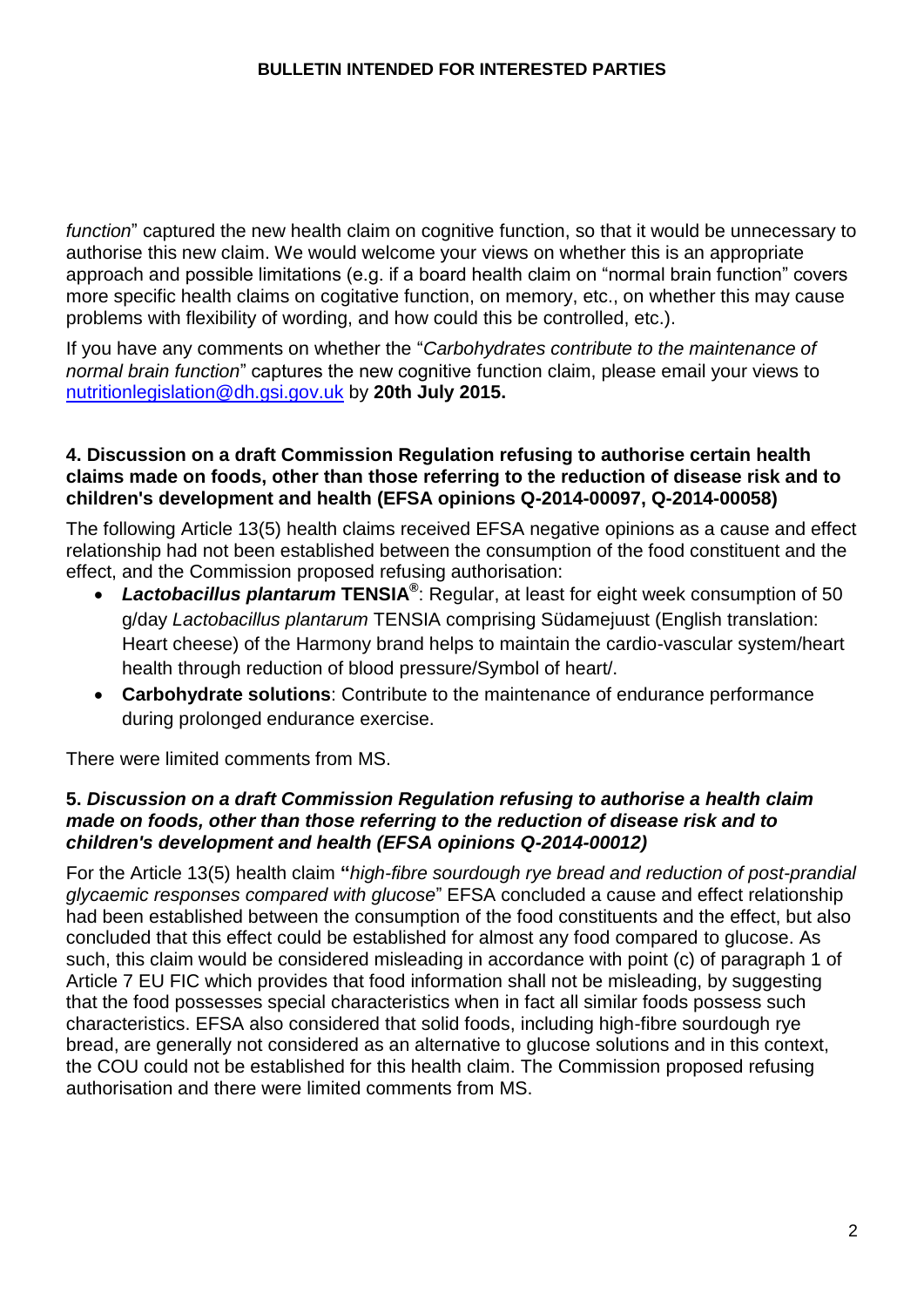*function*" captured the new health claim on cognitive function, so that it would be unnecessary to authorise this new claim. We would welcome your views on whether this is an appropriate approach and possible limitations (e.g. if a board health claim on "normal brain function" covers more specific health claims on cogitative function, on memory, etc., on whether this may cause problems with flexibility of wording, and how could this be controlled, etc.).

If you have any comments on whether the "*Carbohydrates contribute to the maintenance of normal brain function*" captures the new cognitive function claim, please email your views to nutritionlegislation@dh.gsi.gov.uk by **20th July 2015.**

**4. Discussion on a draft Commission Regulation refusing to authorise certain health claims made on foods, other than those referring to the reduction of disease risk and to children's development and health (EFSA opinions Q-2014-00097, Q-2014-00058)**

The following Article 13(5) health claims received EFSA negative opinions as a cause and effect relationship had not been established between the consumption of the food constituent and the effect, and the Commission proposed refusing authorisation:

- ***Lactobacillus plantarum* TENSIA®**: Regular, at least for eight week consumption of 50 g/day *Lactobacillus plantarum* TENSIA comprising Südamejuust (English translation: Heart cheese) of the Harmony brand helps to maintain the cardio-vascular system/heart health through reduction of blood pressure/Symbol of heart/.
- **Carbohydrate solutions**: Contribute to the maintenance of endurance performance during prolonged endurance exercise.

There were limited comments from MS.

**5. *Discussion on a draft Commission Regulation refusing to authorise a health claim made on foods, other than those referring to the reduction of disease risk and to children's development and health (EFSA opinions Q-2014-00012)***

For the Article 13(5) health claim **"***high-fibre sourdough rye bread and reduction of post-prandial glycaemic responses compared with glucose*" EFSA concluded a cause and effect relationship had been established between the consumption of the food constituents and the effect, but also concluded that this effect could be established for almost any food compared to glucose. As such, this claim would be considered misleading in accordance with point (c) of paragraph 1 of Article 7 EU FIC which provides that food information shall not be misleading, by suggesting that the food possesses special characteristics when in fact all similar foods possess such characteristics. EFSA also considered that solid foods, including high-fibre sourdough rye bread, are generally not considered as an alternative to glucose solutions and in this context, the COU could not be established for this health claim. The Commission proposed refusing authorisation and there were limited comments from MS.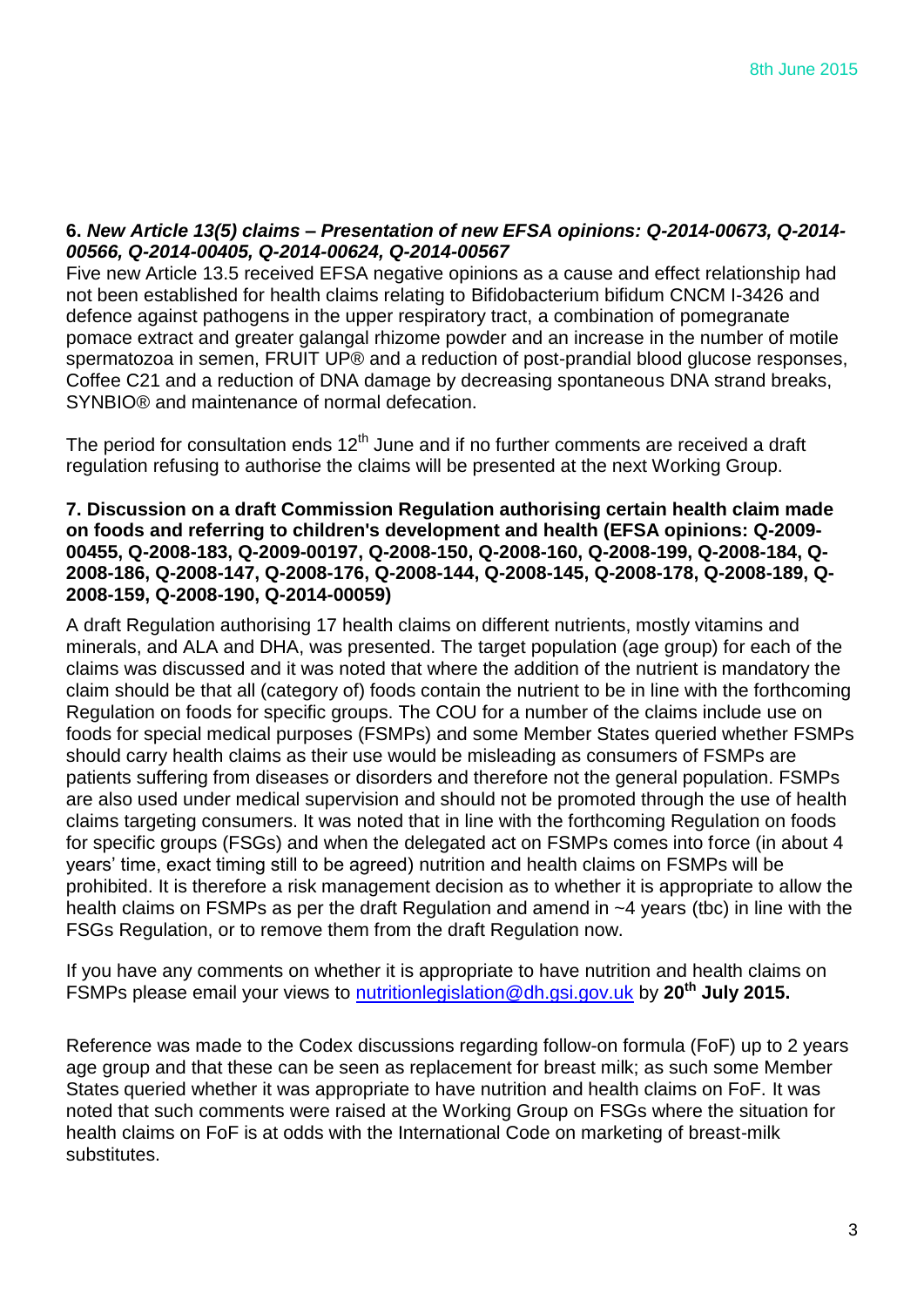**6.** ***New Article 13(5) claims – Presentation of new EFSA opinions: Q-2014-00673, Q-2014-00566, Q-2014-00405, Q-2014-00624, Q-2014-00567***

Five new Article 13.5 received EFSA negative opinions as a cause and effect relationship had not been established for health claims relating to Bifidobacterium bifidum CNCM I-3426 and defence against pathogens in the upper respiratory tract, a combination of pomegranate pomace extract and greater galangal rhizome powder and an increase in the number of motile spermatozoa in semen, FRUIT UP® and a reduction of post-prandial blood glucose responses, Coffee C21 and a reduction of DNA damage by decreasing spontaneous DNA strand breaks, SYNBIO® and maintenance of normal defecation.

The period for consultation ends 12th June and if no further comments are received a draft regulation refusing to authorise the claims will be presented at the next Working Group.

**7. Discussion on a draft Commission Regulation authorising certain health claim made on foods and referring to children's development and health (EFSA opinions: Q-2009-00455, Q-2008-183, Q-2009-00197, Q-2008-150, Q-2008-160, Q-2008-199, Q-2008-184, Q-2008-186, Q-2008-147, Q-2008-176, Q-2008-144, Q-2008-145, Q-2008-178, Q-2008-189, Q-2008-159, Q-2008-190, Q-2014-00059)**

A draft Regulation authorising 17 health claims on different nutrients, mostly vitamins and minerals, and ALA and DHA, was presented. The target population (age group) for each of the claims was discussed and it was noted that where the addition of the nutrient is mandatory the claim should be that all (category of) foods contain the nutrient to be in line with the forthcoming Regulation on foods for specific groups. The COU for a number of the claims include use on foods for special medical purposes (FSMPs) and some Member States queried whether FSMPs should carry health claims as their use would be misleading as consumers of FSMPs are patients suffering from diseases or disorders and therefore not the general population. FSMPs are also used under medical supervision and should not be promoted through the use of health claims targeting consumers. It was noted that in line with the forthcoming Regulation on foods for specific groups (FSGs) and when the delegated act on FSMPs comes into force (in about 4 years' time, exact timing still to be agreed) nutrition and health claims on FSMPs will be prohibited. It is therefore a risk management decision as to whether it is appropriate to allow the health claims on FSMPs as per the draft Regulation and amend in ~4 years (tbc) in line with the FSGs Regulation, or to remove them from the draft Regulation now.

If you have any comments on whether it is appropriate to have nutrition and health claims on FSMPs please email your views to [nutritionlegislation@dh.gsi.gov.uk](mailto:nutritionlegislation@dh.gsi.gov.uk) by **20th July 2015.**

Reference was made to the Codex discussions regarding follow-on formula (FoF) up to 2 years age group and that these can be seen as replacement for breast milk; as such some Member States queried whether it was appropriate to have nutrition and health claims on FoF. It was noted that such comments were raised at the Working Group on FSGs where the situation for health claims on FoF is at odds with the International Code on marketing of breast-milk substitutes.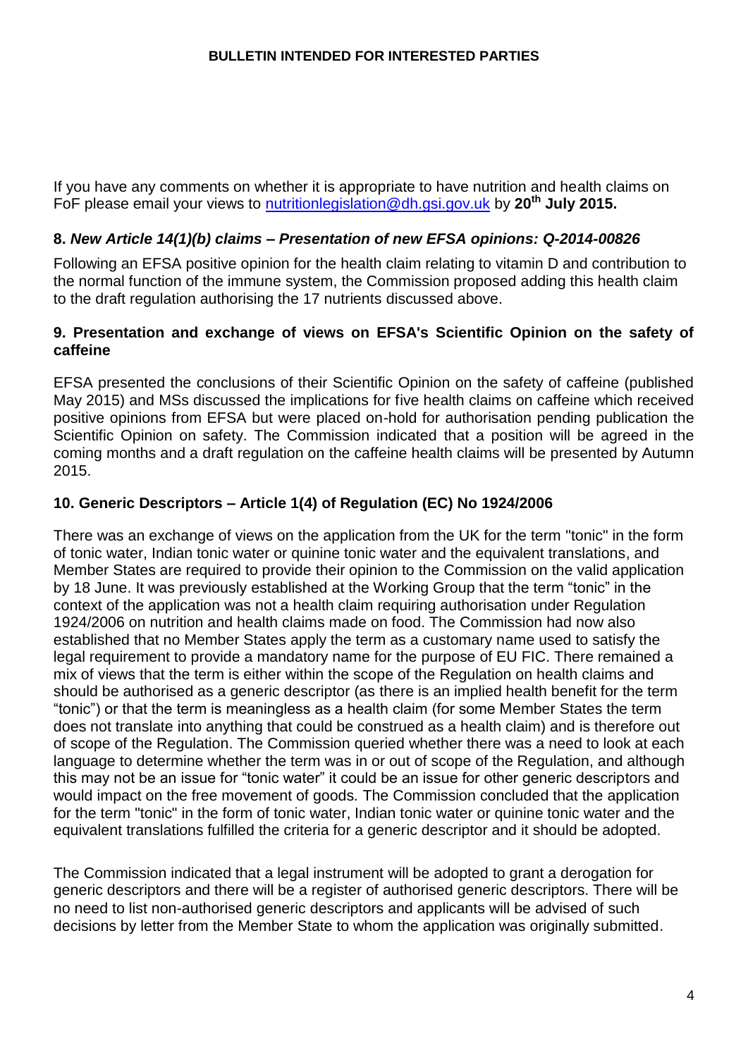**BULLETIN INTENDED FOR INTERESTED PARTIES**

If you have any comments on whether it is appropriate to have nutrition and health claims on FoF please email your views to nutritionlegislation@dh.gsi.gov.uk by **20th July 2015.**

### 8. *New Article 14(1)(b) claims – Presentation of new EFSA opinions: Q-2014-00826*

Following an EFSA positive opinion for the health claim relating to vitamin D and contribution to the normal function of the immune system, the Commission proposed adding this health claim to the draft regulation authorising the 17 nutrients discussed above.

### 9. Presentation and exchange of views on EFSA's Scientific Opinion on the safety of caffeine

EFSA presented the conclusions of their Scientific Opinion on the safety of caffeine (published May 2015) and MSs discussed the implications for five health claims on caffeine which received positive opinions from EFSA but were placed on-hold for authorisation pending publication the Scientific Opinion on safety. The Commission indicated that a position will be agreed in the coming months and a draft regulation on the caffeine health claims will be presented by Autumn 2015.

### 10. Generic Descriptors – Article 1(4) of Regulation (EC) No 1924/2006

There was an exchange of views on the application from the UK for the term "tonic" in the form of tonic water, Indian tonic water or quinine tonic water and the equivalent translations, and Member States are required to provide their opinion to the Commission on the valid application by 18 June. It was previously established at the Working Group that the term "tonic" in the context of the application was not a health claim requiring authorisation under Regulation 1924/2006 on nutrition and health claims made on food. The Commission had now also established that no Member States apply the term as a customary name used to satisfy the legal requirement to provide a mandatory name for the purpose of EU FIC. There remained a mix of views that the term is either within the scope of the Regulation on health claims and should be authorised as a generic descriptor (as there is an implied health benefit for the term "tonic") or that the term is meaningless as a health claim (for some Member States the term does not translate into anything that could be construed as a health claim) and is therefore out of scope of the Regulation. The Commission queried whether there was a need to look at each language to determine whether the term was in or out of scope of the Regulation, and although this may not be an issue for "tonic water" it could be an issue for other generic descriptors and would impact on the free movement of goods. The Commission concluded that the application for the term "tonic" in the form of tonic water, Indian tonic water or quinine tonic water and the equivalent translations fulfilled the criteria for a generic descriptor and it should be adopted.

The Commission indicated that a legal instrument will be adopted to grant a derogation for generic descriptors and there will be a register of authorised generic descriptors. There will be no need to list non-authorised generic descriptors and applicants will be advised of such decisions by letter from the Member State to whom the application was originally submitted.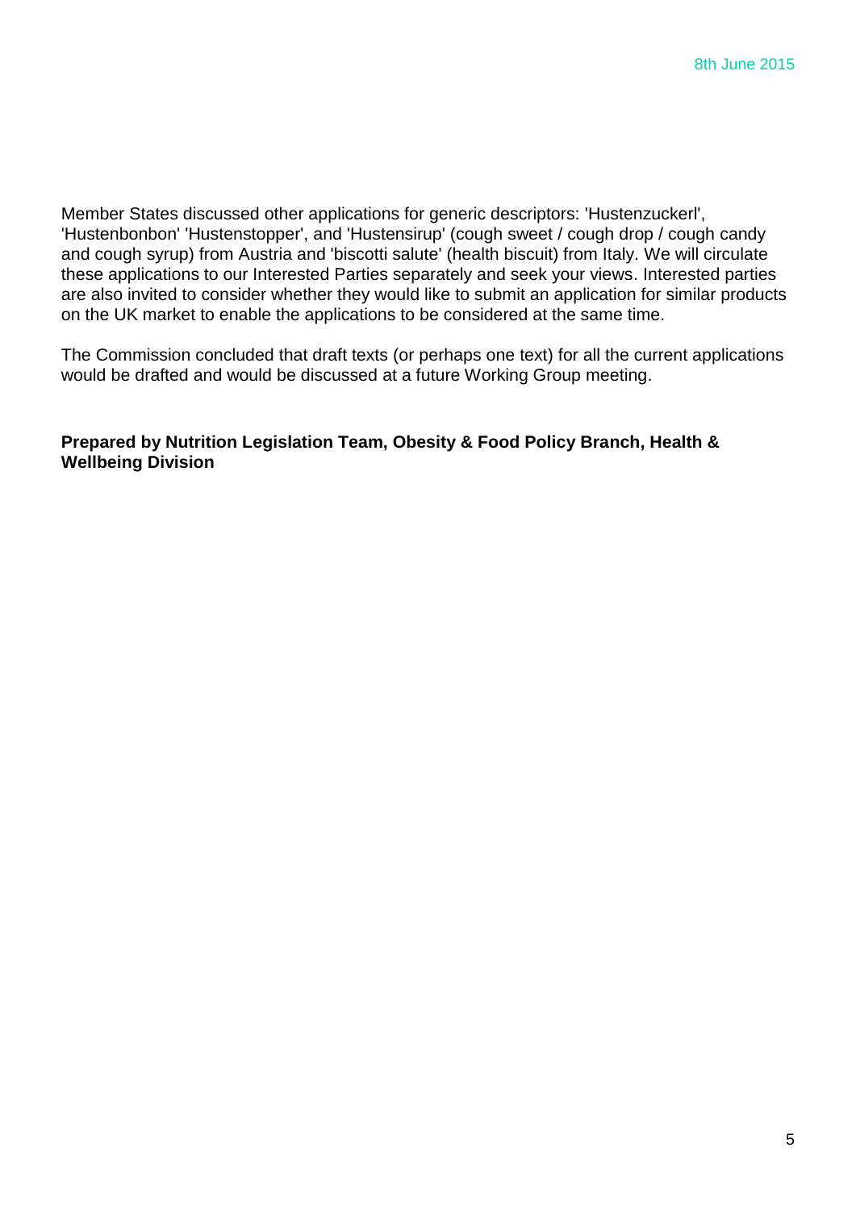Member States discussed other applications for generic descriptors: 'Hustenzuckerl', 'Hustenbonbon' 'Hustenstopper', and 'Hustensirup' (cough sweet / cough drop / cough candy and cough syrup) from Austria and 'biscotti salute' (health biscuit) from Italy. We will circulate these applications to our Interested Parties separately and seek your views. Interested parties are also invited to consider whether they would like to submit an application for similar products on the UK market to enable the applications to be considered at the same time.

The Commission concluded that draft texts (or perhaps one text) for all the current applications would be drafted and would be discussed at a future Working Group meeting.

**Prepared by Nutrition Legislation Team, Obesity & Food Policy Branch, Health & Wellbeing Division**